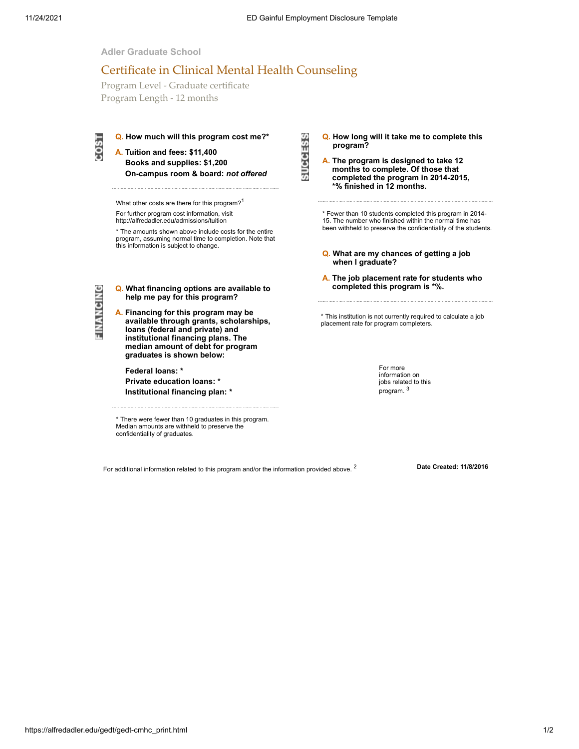Adler Graduate School

# Certificate in Clinical Mental Health Counseling

Program Level - Graduate certificate
Program Length - 12 months

## COST

**Q. How much will this program cost me?***

**A. Tuition and fees: $11,400**
**Books and supplies: $1,200**
**On-campus room & board: *not offered***

What other costs are there for this program?[1]

For further program cost information, visit http://alfredadler.edu/admissions/tuition

* The amounts shown above include costs for the entire program, assuming normal time to completion. Note that this information is subject to change.

## FINANCING

**Q. What financing options are available to help me pay for this program?**

**A. Financing for this program may be available through grants, scholarships, loans (federal and private) and institutional financing plans. The median amount of debt for program graduates is shown below:**

**Federal loans: ***
**Private education loans: ***
**Institutional financing plan: ***

* There were fewer than 10 graduates in this program. Median amounts are withheld to preserve the confidentiality of graduates.

## SUCCESS

**Q. How long will it take me to complete this program?**

**A. The program is designed to take 12 months to complete. Of those that completed the program in 2014-2015, *% finished in 12 months.**

* Fewer than 10 students completed this program in 2014-15. The number who finished within the normal time has been withheld to preserve the confidentiality of the students.

**Q. What are my chances of getting a job when I graduate?**

**A. The job placement rate for students who completed this program is *%.**

* This institution is not currently required to calculate a job placement rate for program completers.

For more information on jobs related to this program.[3]

For additional information related to this program and/or the information provided above.[2]

**Date Created: 11/8/2016**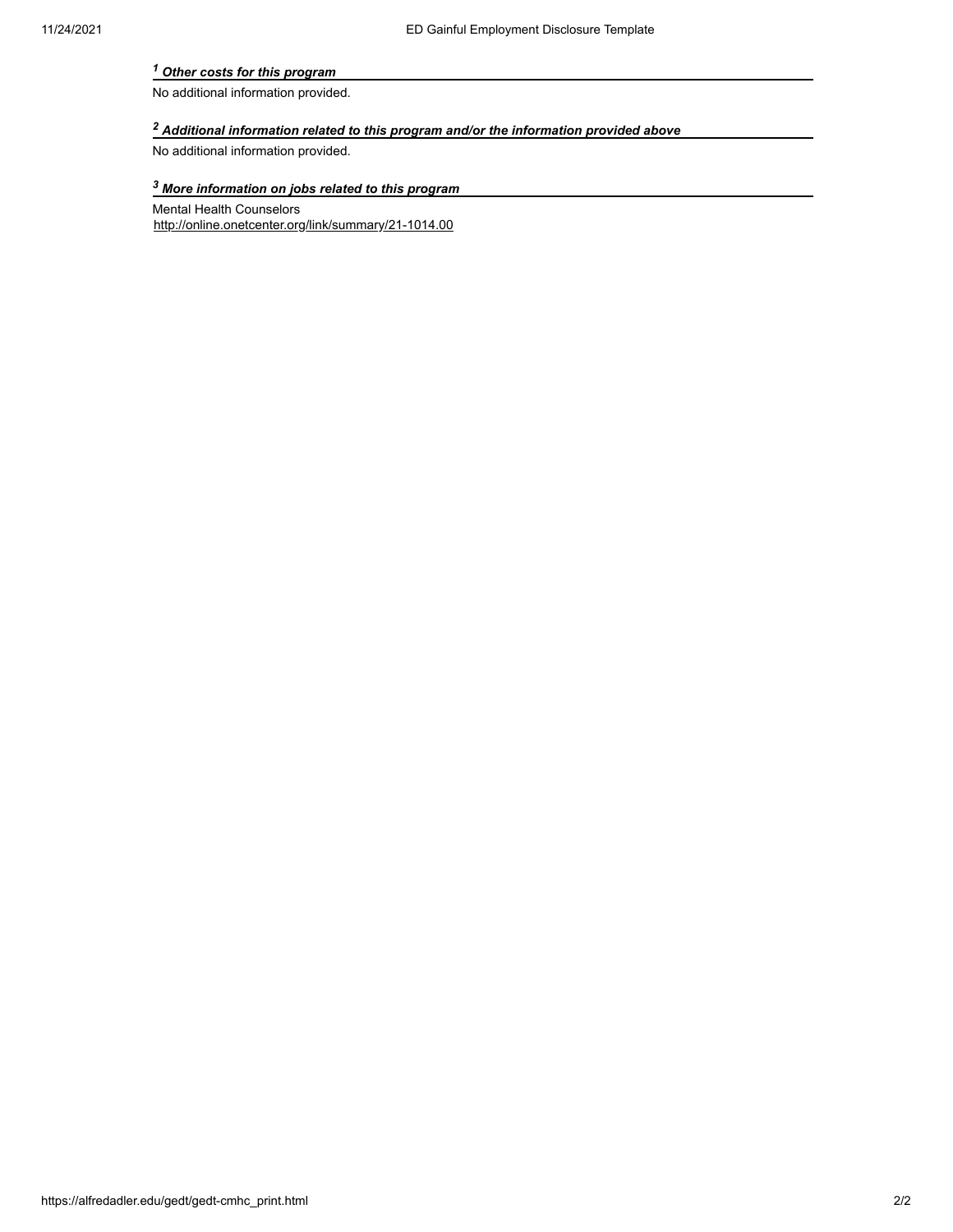### [1] *Other costs for this program*

No additional information provided.

### [2] *Additional information related to this program and/or the information provided above*

No additional information provided.

### [3] *More information on jobs related to this program*

Mental Health Counselors
http://online.onetcenter.org/link/summary/21-1014.00